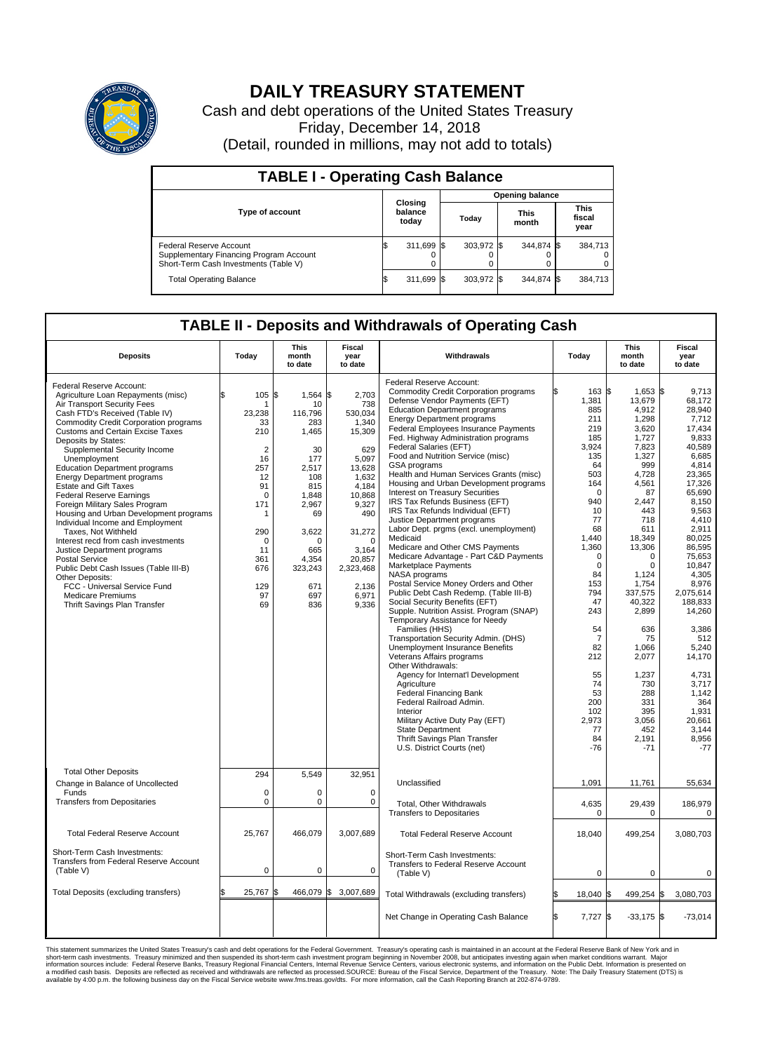# DAILY TREASURY STATEMENT

Cash and debt operations of the United States Treasury
Friday, December 14, 2018
(Detail, rounded in millions, may not add to totals)

## TABLE I - Operating Cash Balance

| Type of account | Closing balance today | Opening balance Today | Opening balance This month | Opening balance This fiscal year |
|---|---|---|---|---|
| Federal Reserve Account | $ 311,699 | $ 303,972 | $ 344,874 | $ 384,713 |
| Supplementary Financing Program Account | 0 | 0 | 0 | 0 |
| Short-Term Cash Investments (Table V) | 0 | 0 | 0 | 0 |
| Total Operating Balance | $ 311,699 | $ 303,972 | $ 344,874 | $ 384,713 |

## TABLE II - Deposits and Withdrawals of Operating Cash

| Deposits | Today | This month to date | Fiscal year to date |
|---|---|---|---|
| Federal Reserve Account: | | | |
| Agriculture Loan Repayments (misc) | $ 105 | $ 1,564 | $ 2,703 |
| Air Transport Security Fees | 1 | 10 | 738 |
| Cash FTD's Received (Table IV) | 23,238 | 116,796 | 530,034 |
| Commodity Credit Corporation programs | 33 | 283 | 1,340 |
| Customs and Certain Excise Taxes | 210 | 1,465 | 15,309 |
| Deposits by States: | | | |
| Supplemental Security Income | 2 | 30 | 629 |
| Unemployment | 16 | 177 | 5,097 |
| Education Department programs | 257 | 2,517 | 13,628 |
| Energy Department programs | 12 | 108 | 1,632 |
| Estate and Gift Taxes | 91 | 815 | 4,184 |
| Federal Reserve Earnings | 0 | 1,848 | 10,868 |
| Foreign Military Sales Program | 171 | 2,967 | 9,327 |
| Housing and Urban Development programs | 1 | 69 | 490 |
| Individual Income and Employment Taxes, Not Withheld | 290 | 3,622 | 31,272 |
| Interest recd from cash investments | 0 | 0 | 0 |
| Justice Department programs | 11 | 665 | 3,164 |
| Postal Service | 361 | 4,354 | 20,857 |
| Public Debt Cash Issues (Table III-B) | 676 | 323,243 | 2,323,468 |
| Other Deposits: | | | |
| FCC - Universal Service Fund | 129 | 671 | 2,136 |
| Medicare Premiums | 97 | 697 | 6,971 |
| Thrift Savings Plan Transfer | 69 | 836 | 9,336 |
| Total Other Deposits | 294 | 5,549 | 32,951 |
| Change in Balance of Uncollected Funds | 0 | 0 | 0 |
| Transfers from Depositaries | 0 | 0 | 0 |
| Total Federal Reserve Account | 25,767 | 466,079 | 3,007,689 |
| Short-Term Cash Investments: Transfers from Federal Reserve Account (Table V) | 0 | 0 | 0 |
| Total Deposits (excluding transfers) | $ 25,767 | $ 466,079 | $ 3,007,689 |

| Withdrawals | Today | This month to date | Fiscal year to date |
|---|---|---|---|
| Federal Reserve Account: | | | |
| Commodity Credit Corporation programs | $ 163 | $ 1,653 | $ 9,713 |
| Defense Vendor Payments (EFT) | 1,381 | 13,679 | 68,172 |
| Education Department programs | 885 | 4,912 | 28,940 |
| Energy Department programs | 211 | 1,298 | 7,712 |
| Federal Employees Insurance Payments | 219 | 3,620 | 17,434 |
| Fed. Highway Administration programs | 185 | 1,727 | 9,833 |
| Federal Salaries (EFT) | 3,924 | 7,823 | 40,589 |
| Food and Nutrition Service (misc) | 135 | 1,327 | 6,685 |
| GSA programs | 64 | 999 | 4,814 |
| Health and Human Services Grants (misc) | 503 | 4,728 | 23,365 |
| Housing and Urban Development programs | 164 | 4,561 | 17,326 |
| Interest on Treasury Securities | 0 | 87 | 65,690 |
| IRS Tax Refunds Business (EFT) | 940 | 2,447 | 8,150 |
| IRS Tax Refunds Individual (EFT) | 10 | 443 | 9,563 |
| Justice Department programs | 77 | 718 | 4,410 |
| Labor Dept. prgms (excl. unemployment) | 68 | 611 | 2,911 |
| Medicaid | 1,440 | 18,349 | 80,025 |
| Medicare and Other CMS Payments | 1,360 | 13,306 | 86,595 |
| Medicare Advantage - Part C&D Payments | 0 | 0 | 75,653 |
| Marketplace Payments | 0 | 0 | 10,847 |
| NASA programs | 84 | 1,124 | 4,305 |
| Postal Service Money Orders and Other | 153 | 1,754 | 8,976 |
| Public Debt Cash Redemp. (Table III-B) | 794 | 337,575 | 2,075,614 |
| Social Security Benefits (EFT) | 47 | 40,322 | 188,833 |
| Supple. Nutrition Assist. Program (SNAP) | 243 | 2,899 | 14,260 |
| Temporary Assistance for Needy Families (HHS) | 54 | 636 | 3,386 |
| Transportation Security Admin. (DHS) | 7 | 75 | 512 |
| Unemployment Insurance Benefits | 82 | 1,066 | 5,240 |
| Veterans Affairs programs | 212 | 2,077 | 14,170 |
| Other Withdrawals: | | | |
| Agency for Internat'l Development | 55 | 1,237 | 4,731 |
| Agriculture | 74 | 730 | 3,717 |
| Federal Financing Bank | 53 | 288 | 1,142 |
| Federal Railroad Admin. | 200 | 331 | 364 |
| Interior | 102 | 395 | 1,931 |
| Military Active Duty Pay (EFT) | 2,973 | 3,056 | 20,661 |
| State Department | 77 | 452 | 3,144 |
| Thrift Savings Plan Transfer | 84 | 2,191 | 8,956 |
| U.S. District Courts (net) | -76 | -71 | -77 |
| Unclassified | 1,091 | 11,761 | 55,634 |
| Total, Other Withdrawals | 4,635 | 29,439 | 186,979 |
| Transfers to Depositaries | 0 | 0 | 0 |
| Total Federal Reserve Account | 18,040 | 499,254 | 3,080,703 |
| Short-Term Cash Investments: Transfers to Federal Reserve Account (Table V) | 0 | 0 | 0 |
| Total Withdrawals (excluding transfers) | $ 18,040 | $ 499,254 | $ 3,080,703 |
| Net Change in Operating Cash Balance | $ 7,727 | $ -33,175 | $ -73,014 |

This statement summarizes the United States Treasury's cash and debt operations for the Federal Government. Treasury's operating cash is maintained in an account at the Federal Reserve Bank of New York and in short-term cash investments. Treasury minimized and then suspended its short-term cash investment program beginning in November 2008, but anticipates investing again when market conditions warrant. Major information sources include: Federal Reserve Banks, Treasury Regional Financial Centers, Internal Revenue Service Centers, various electronic systems, and information on the Public Debt. Information is presented on a modified cash basis. Deposits are reflected as received and withdrawals are reflected as processed.SOURCE: Bureau of the Fiscal Service, Department of the Treasury. Note: The Daily Treasury Statement (DTS) is available by 4:00 p.m. the following business day on the Fiscal Service website www.fms.treas.gov/dts. For more information, call the Cash Reporting Branch at 202-874-9789.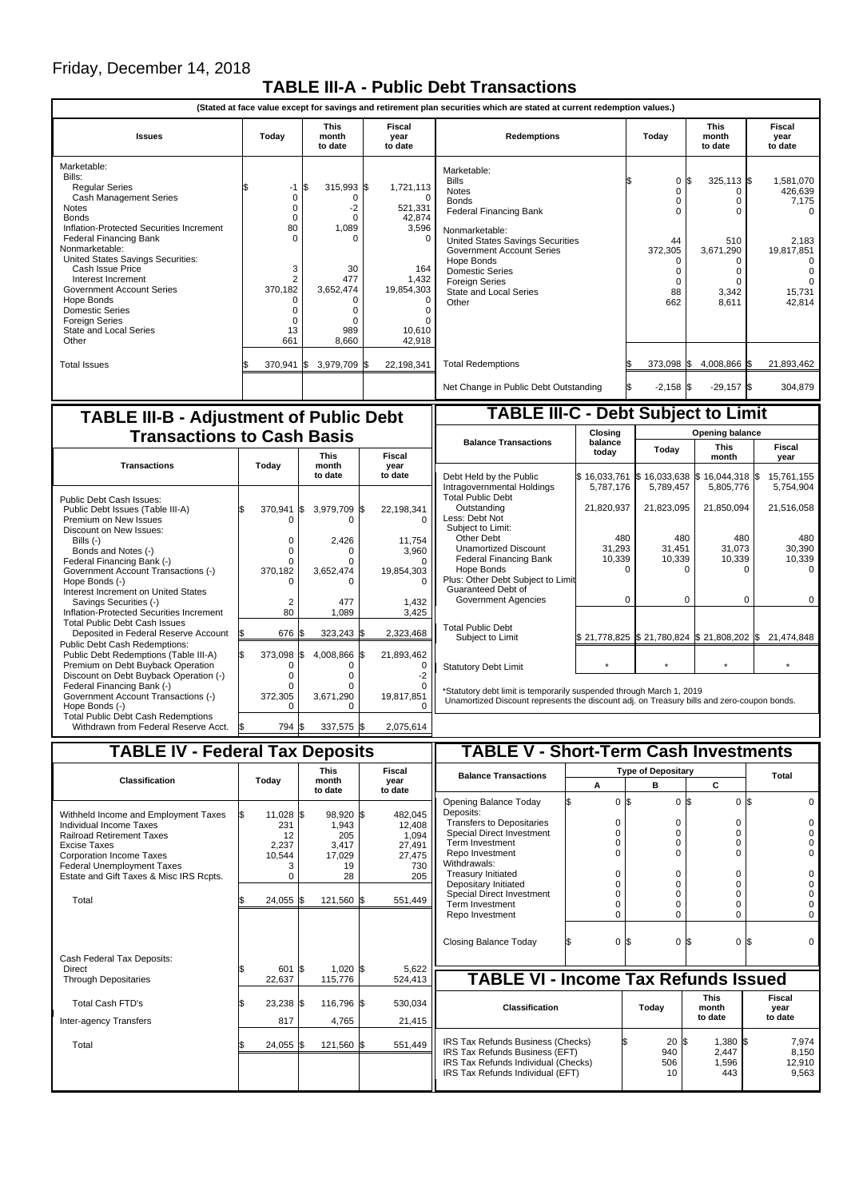Friday, December 14, 2018

# TABLE III-A - Public Debt Transactions

(Stated at face value except for savings and retirement plan securities which are stated at current redemption values.)

| Issues | Today | This month to date | Fiscal year to date |
|---|---|---|---|
| Marketable: | | | |
| Bills: | | | |
| Regular Series | $ -1 | $ 315,993 | $ 1,721,113 |
| Cash Management Series | 0 | 0 | 0 |
| Notes | 0 | -2 | 521,331 |
| Bonds | 0 | 0 | 42,874 |
| Inflation-Protected Securities Increment | 80 | 1,089 | 3,596 |
| Federal Financing Bank | 0 | 0 | 0 |
| Nonmarketable: | | | |
| United States Savings Securities: | | | |
| Cash Issue Price | 3 | 30 | 164 |
| Interest Increment | 2 | 477 | 1,432 |
| Government Account Series | 370,182 | 3,652,474 | 19,854,303 |
| Hope Bonds | 0 | 0 | 0 |
| Domestic Series | 0 | 0 | 0 |
| Foreign Series | 0 | 0 | 0 |
| State and Local Series | 13 | 989 | 10,610 |
| Other | 661 | 8,660 | 42,918 |
| Total Issues | $ 370,941 | $ 3,979,709 | $ 22,198,341 |

| Redemptions | Today | This month to date | Fiscal year to date |
|---|---|---|---|
| Marketable: | | | |
| Bills | $ 0 | $ 325,113 | $ 1,581,070 |
| Notes | 0 | 0 | 426,639 |
| Bonds | 0 | 0 | 7,175 |
| Federal Financing Bank | 0 | 0 | 0 |
| Nonmarketable: | | | |
| United States Savings Securities | 44 | 510 | 2,183 |
| Government Account Series | 372,305 | 3,671,290 | 19,817,851 |
| Hope Bonds | 0 | 0 | 0 |
| Domestic Series | 0 | 0 | 0 |
| Foreign Series | 0 | 0 | 0 |
| State and Local Series | 88 | 3,342 | 15,731 |
| Other | 662 | 8,611 | 42,814 |
| Total Redemptions | $ 373,098 | $ 4,008,866 | $ 21,893,462 |
| Net Change in Public Debt Outstanding | $ -2,158 | $ -29,157 | $ 304,879 |

# TABLE III-B - Adjustment of Public Debt Transactions to Cash Basis

| Transactions | Today | This month to date | Fiscal year to date |
|---|---|---|---|
| Public Debt Cash Issues: | | | |
| Public Debt Issues (Table III-A) | $ 370,941 | $ 3,979,709 | $ 22,198,341 |
| Premium on New Issues | 0 | 0 | 0 |
| Discount on New Issues: | | | |
| Bills (-) | 0 | 2,426 | 11,754 |
| Bonds and Notes (-) | 0 | 0 | 3,960 |
| Federal Financing Bank (-) | 0 | 0 | 0 |
| Government Account Transactions (-) | 370,182 | 3,652,474 | 19,854,303 |
| Hope Bonds (-) | 0 | 0 | 0 |
| Interest Increment on United States Savings Securities (-) | 2 | 477 | 1,432 |
| Inflation-Protected Securities Increment | 80 | 1,089 | 3,425 |
| Total Public Debt Cash Issues Deposited in Federal Reserve Account | $ 676 | $ 323,243 | $ 2,323,468 |
| Public Debt Cash Redemptions: | | | |
| Public Debt Redemptions (Table III-A) | $ 373,098 | $ 4,008,866 | $ 21,893,462 |
| Premium on Debt Buyback Operation | 0 | 0 | 0 |
| Discount on Debt Buyback Operation (-) | 0 | 0 | -2 |
| Federal Financing Bank (-) | 0 | 0 | 0 |
| Government Account Transactions (-) | 372,305 | 3,671,290 | 19,817,851 |
| Hope Bonds (-) | 0 | 0 | 0 |
| Total Public Debt Cash Redemptions Withdrawn from Federal Reserve Acct. | $ 794 | $ 337,575 | $ 2,075,614 |

# TABLE III-C - Debt Subject to Limit

| Balance Transactions | Closing balance today | Opening balance Today | Opening balance This month | Opening balance Fiscal year |
|---|---|---|---|---|
| Debt Held by the Public | $ 16,033,761 | $ 16,033,638 | $ 16,044,318 | $ 15,761,155 |
| Intragovernmental Holdings | 5,787,176 | 5,789,457 | 5,805,776 | 5,754,904 |
| Total Public Debt Outstanding | 21,820,937 | 21,823,095 | 21,850,094 | 21,516,058 |
| Less: Debt Not Subject to Limit: | | | | |
| Other Debt | 480 | 480 | 480 | 480 |
| Unamortized Discount | 31,293 | 31,451 | 31,073 | 30,390 |
| Federal Financing Bank | 10,339 | 10,339 | 10,339 | 10,339 |
| Hope Bonds | 0 | 0 | 0 | 0 |
| Plus: Other Debt Subject to Limit | | | | |
| Guaranteed Debt of Government Agencies | 0 | 0 | 0 | 0 |
| Total Public Debt Subject to Limit | $ 21,778,825 | $ 21,780,824 | $ 21,808,202 | $ 21,474,848 |
| Statutory Debt Limit | * | * | * | * |

*Statutory debt limit is temporarily suspended through March 1, 2019
Unamortized Discount represents the discount adj. on Treasury bills and zero-coupon bonds.

# TABLE IV - Federal Tax Deposits

| Classification | Today | This month to date | Fiscal year to date |
|---|---|---|---|
| Withheld Income and Employment Taxes | $ 11,028 | $ 98,920 | $ 482,045 |
| Individual Income Taxes | 231 | 1,943 | 12,408 |
| Railroad Retirement Taxes | 12 | 205 | 1,094 |
| Excise Taxes | 2,237 | 3,417 | 27,491 |
| Corporation Income Taxes | 10,544 | 17,029 | 27,475 |
| Federal Unemployment Taxes | 3 | 19 | 730 |
| Estate and Gift Taxes & Misc IRS Rcpts. | 0 | 28 | 205 |
| Total | $ 24,055 | $ 121,560 | $ 551,449 |
| Cash Federal Tax Deposits: | | | |
| Direct | $ 601 | $ 1,020 | $ 5,622 |
| Through Depositaries | 22,637 | 115,776 | 524,413 |
| Total Cash FTD's | $ 23,238 | $ 116,796 | $ 530,034 |
| Inter-agency Transfers | 817 | 4,765 | 21,415 |
| Total | $ 24,055 | $ 121,560 | $ 551,449 |

# TABLE V - Short-Term Cash Investments

| Balance Transactions | Type of Depositary A | Type of Depositary B | Type of Depositary C | Total |
|---|---|---|---|---|
| Opening Balance Today | $ 0 | $ 0 | $ 0 | $ 0 |
| Deposits: | | | | |
| Transfers to Depositaries | 0 | 0 | 0 | 0 |
| Special Direct Investment | 0 | 0 | 0 | 0 |
| Term Investment | 0 | 0 | 0 | 0 |
| Repo Investment | 0 | 0 | 0 | 0 |
| Withdrawals: | | | | |
| Treasury Initiated | 0 | 0 | 0 | 0 |
| Depositary Initiated | 0 | 0 | 0 | 0 |
| Special Direct Investment | 0 | 0 | 0 | 0 |
| Term Investment | 0 | 0 | 0 | 0 |
| Repo Investment | 0 | 0 | 0 | 0 |
| Closing Balance Today | $ 0 | $ 0 | $ 0 | $ 0 |

# TABLE VI - Income Tax Refunds Issued

| Classification | Today | This month to date | Fiscal year to date |
|---|---|---|---|
| IRS Tax Refunds Business (Checks) | $ 20 | $ 1,380 | $ 7,974 |
| IRS Tax Refunds Business (EFT) | 940 | 2,447 | 8,150 |
| IRS Tax Refunds Individual (Checks) | 506 | 1,596 | 12,910 |
| IRS Tax Refunds Individual (EFT) | 10 | 443 | 9,563 |